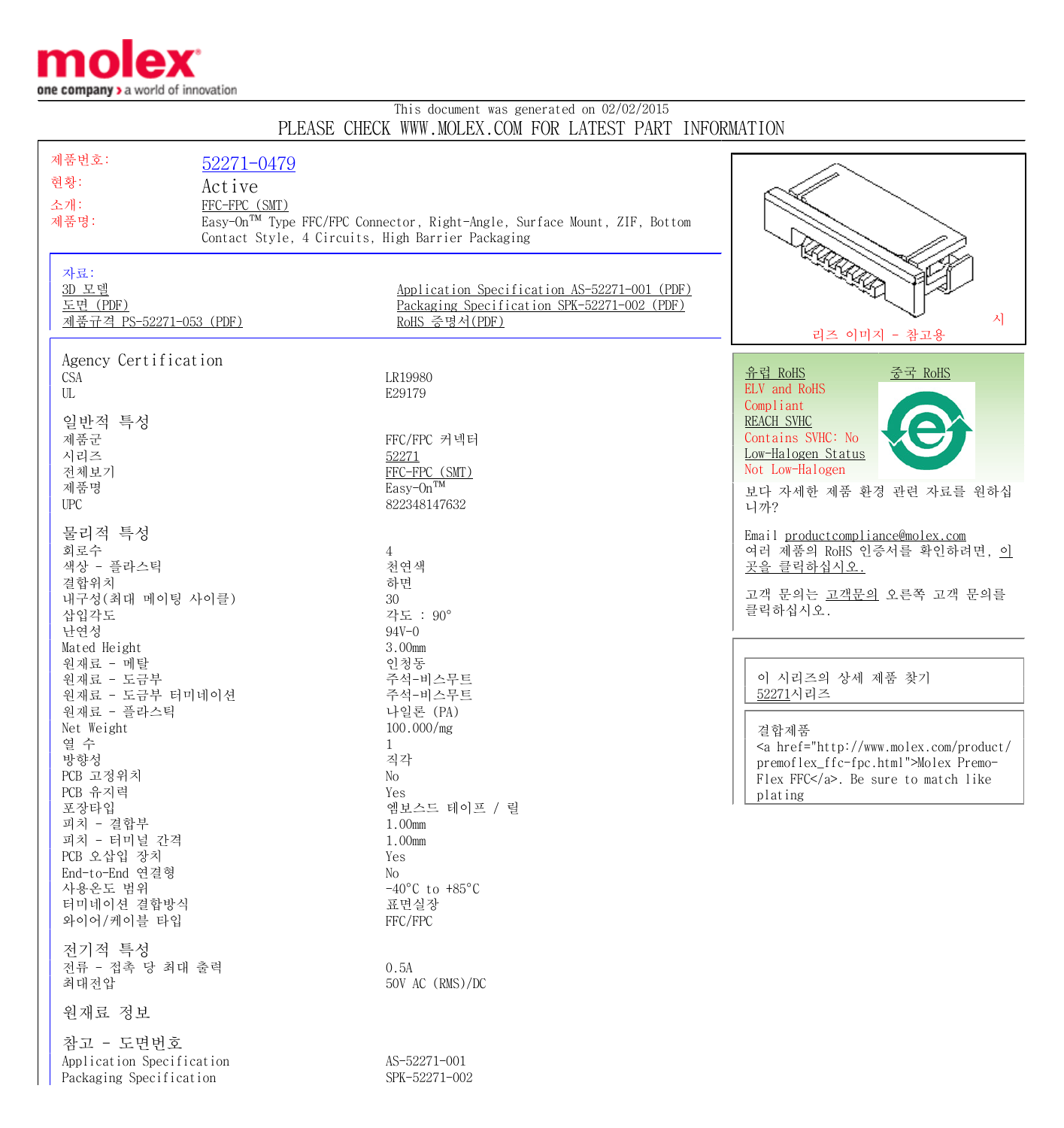molex
one company > a world of innovation

This document was generated on 02/02/2015
PLEASE CHECK WWW.MOLEX.COM FOR LATEST PART INFORMATION

| | |
|---|---|
| 제품번호: | 52271-0479 |
| 현황: | Active |
| 소개: | FFC-FPC (SMT) |
| 제품명: | Easy-On™ Type FFC/FPC Connector, Right-Angle, Surface Mount, ZIF, Bottom Contact Style, 4 Circuits, High Barrier Packaging |

자료:

- 3D 모델
- 도면 (PDF)
- 제품규격 PS-52271-053 (PDF)
- Application Specification AS-52271-001 (PDF)
- Packaging Specification SPK-52271-002 (PDF)
- RoHS 증명서(PDF)

시리즈 이미지 - 참고용

## Agency Certification

| | |
|---|---|
| CSA | LR19980 |
| UL | E29179 |

## 일반적 특성

| | |
|---|---|
| 제품군 | FFC/FPC 커넥터 |
| 시리즈 | 52271 |
| 전체보기 | FFC-FPC (SMT) |
| 제품명 | Easy-On™ |
| UPC | 822348147632 |

## 물리적 특성

| | |
|---|---|
| 회로수 | 4 |
| 색상 - 플라스틱 | 천연색 |
| 결합위치 | 하면 |
| 내구성(최대 메이팅 사이클) | 30 |
| 삽입각도 | 각도 : 90° |
| 난연성 | 94V-0 |
| Mated Height | 3.00mm |
| 원재료 - 메탈 | 인청동 |
| 원재료 - 도금부 | 주석-비스무트 |
| 원재료 - 도금부 터미네이션 | 주석-비스무트 |
| 원재료 - 플라스틱 | 나일론 (PA) |
| Net Weight | 100.000/mg |
| 열 수 | 1 |
| 방향성 | 직각 |
| PCB 고정위치 | No |
| PCB 유지력 | Yes |
| 포장타입 | 엠보스드 테이프 / 릴 |
| 피치 - 결합부 | 1.00mm |
| 피치 - 터미널 간격 | 1.00mm |
| PCB 오삽입 장치 | Yes |
| End-to-End 연결형 | No |
| 사용온도 범위 | -40°C to +85°C |
| 터미네이션 결합방식 | 표면실장 |
| 와이어/케이블 타입 | FFC/FPC |

## 전기적 특성

| | |
|---|---|
| 전류 - 접촉 당 최대 출력 | 0.5A |
| 최대전압 | 50V AC (RMS)/DC |

## 원재료 정보

## 참고 - 도면번호

| | |
|---|---|
| Application Specification | AS-52271-001 |
| Packaging Specification | SPK-52271-002 |

유럽 RoHS　　중국 RoHS
ELV and RoHS
Compliant
REACH SVHC
Contains SVHC: No
Low-Halogen Status
Not Low-Halogen

보다 자세한 제품 환경 관련 자료를 원하십니까?

Email productcompliance@molex.com
여러 제품의 RoHS 인증서를 확인하려면, 이곳을 클릭하십시오.

고객 문의는 고객문의 오른쪽 고객 문의를 클릭하십시오.

이 시리즈의 상세 제품 찾기
52271시리즈

결합제품
<a href="http://www.molex.com/product/premoflex_ffc-fpc.html">Molex Premo-Flex FFC</a>. Be sure to match like plating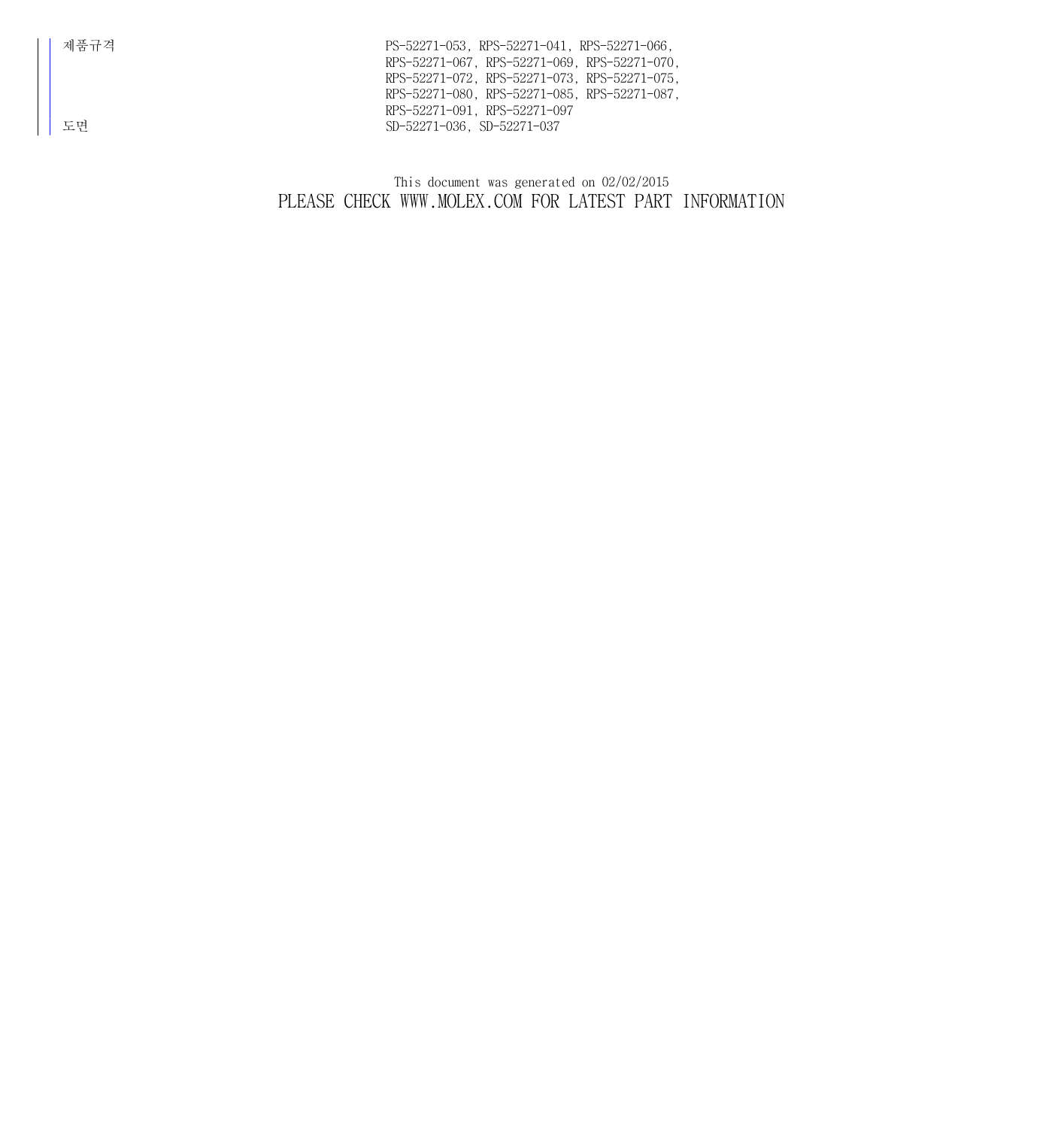| | |
|---|---|
| 제품규격 | PS-52271-053, RPS-52271-041, RPS-52271-066, RPS-52271-067, RPS-52271-069, RPS-52271-070, RPS-52271-072, RPS-52271-073, RPS-52271-075, RPS-52271-080, RPS-52271-085, RPS-52271-087, RPS-52271-091, RPS-52271-097 |
| 도면 | SD-52271-036, SD-52271-037 |

This document was generated on 02/02/2015

PLEASE CHECK WWW.MOLEX.COM FOR LATEST PART INFORMATION